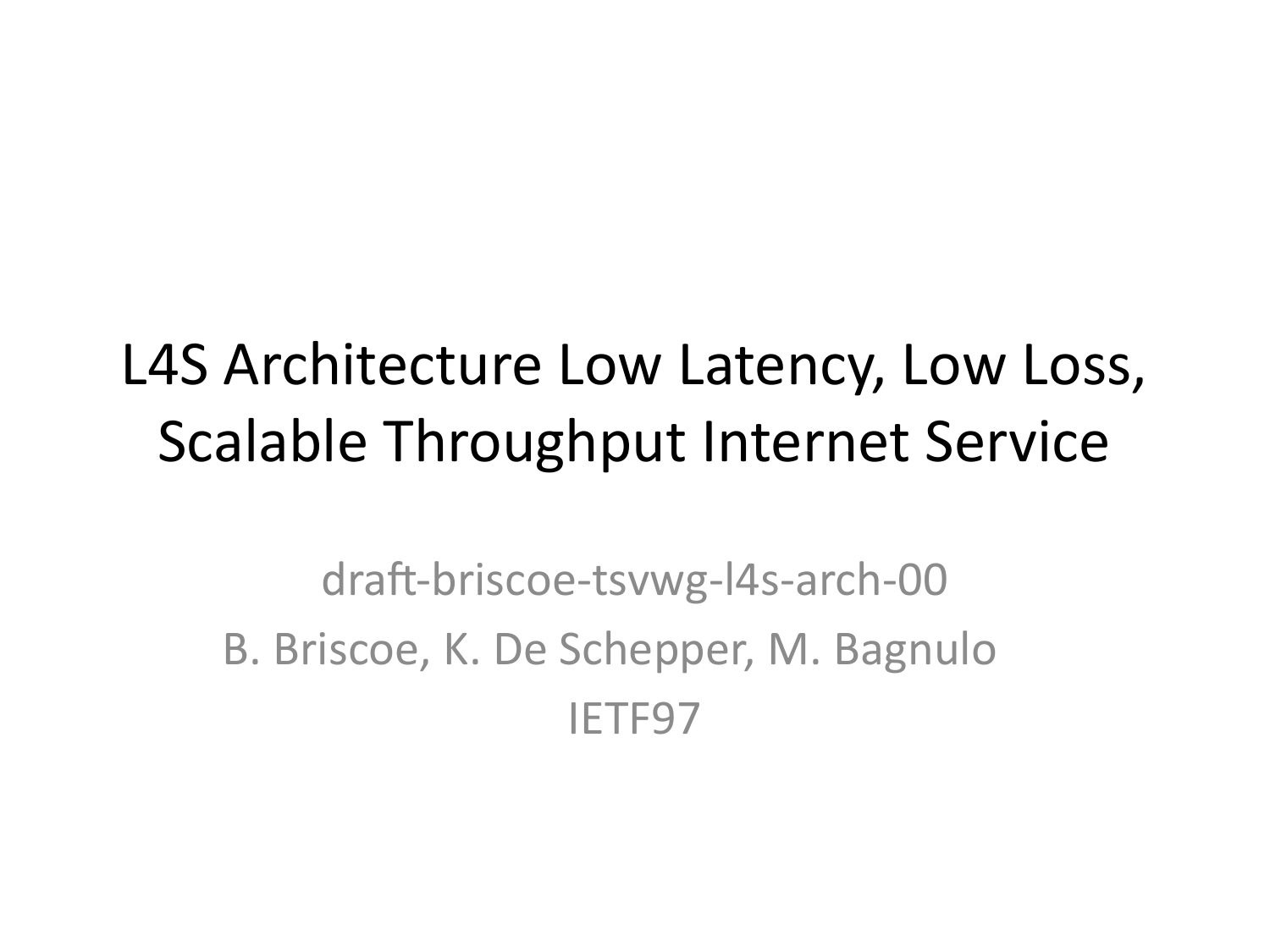# L4S Architecture Low Latency, Low Loss, Scalable Throughput Internet Service

draft-briscoe-tsvwg-l4s-arch-00

B. Briscoe, K. De Schepper, M. Bagnulo

IETF97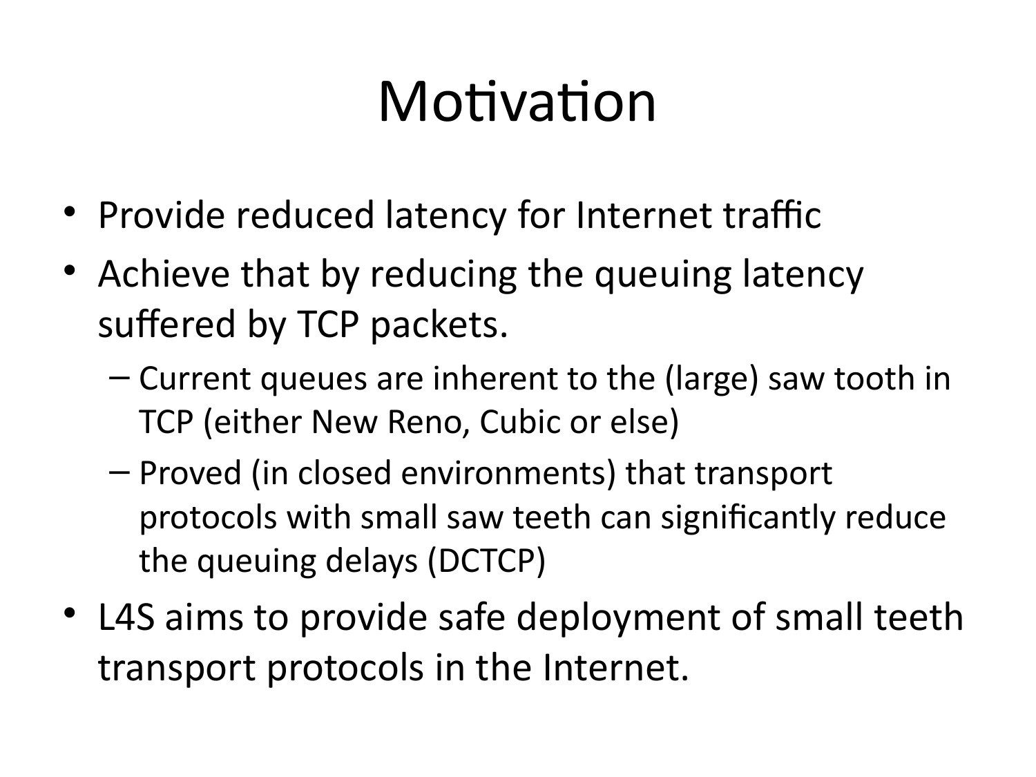# Motivation

- Provide reduced latency for Internet traffic
- Achieve that by reducing the queuing latency suffered by TCP packets.
  - Current queues are inherent to the (large) saw tooth in TCP (either New Reno, Cubic or else)
  - Proved (in closed environments) that transport protocols with small saw teeth can significantly reduce the queuing delays (DCTCP)
- L4S aims to provide safe deployment of small teeth transport protocols in the Internet.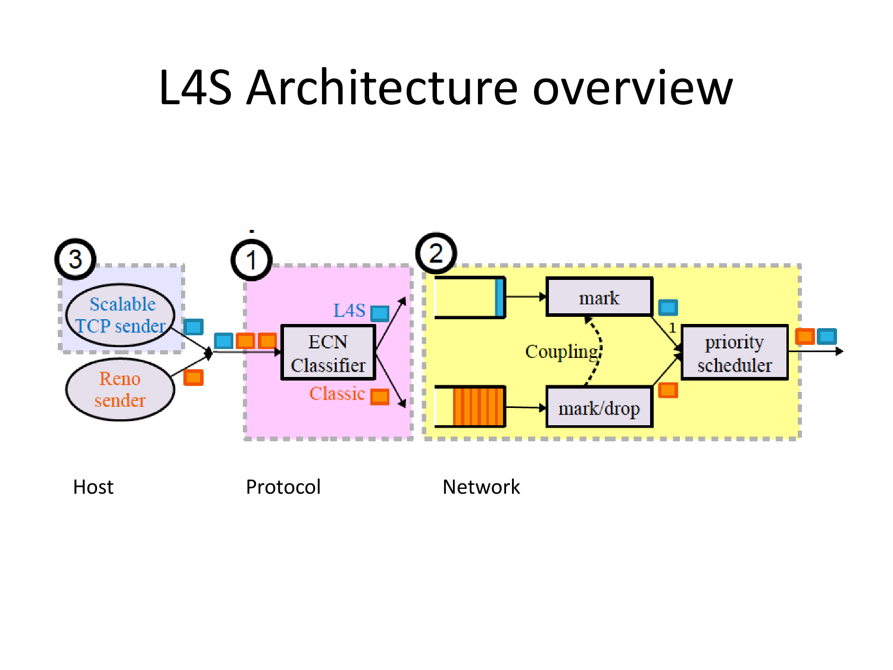# L4S Architecture overview

3

Scalable TCP sender

Reno sender

1

ECN Classifier

L4S

Classic

2

mark

mark/drop

Coupling

1

priority scheduler

Host

Protocol

Network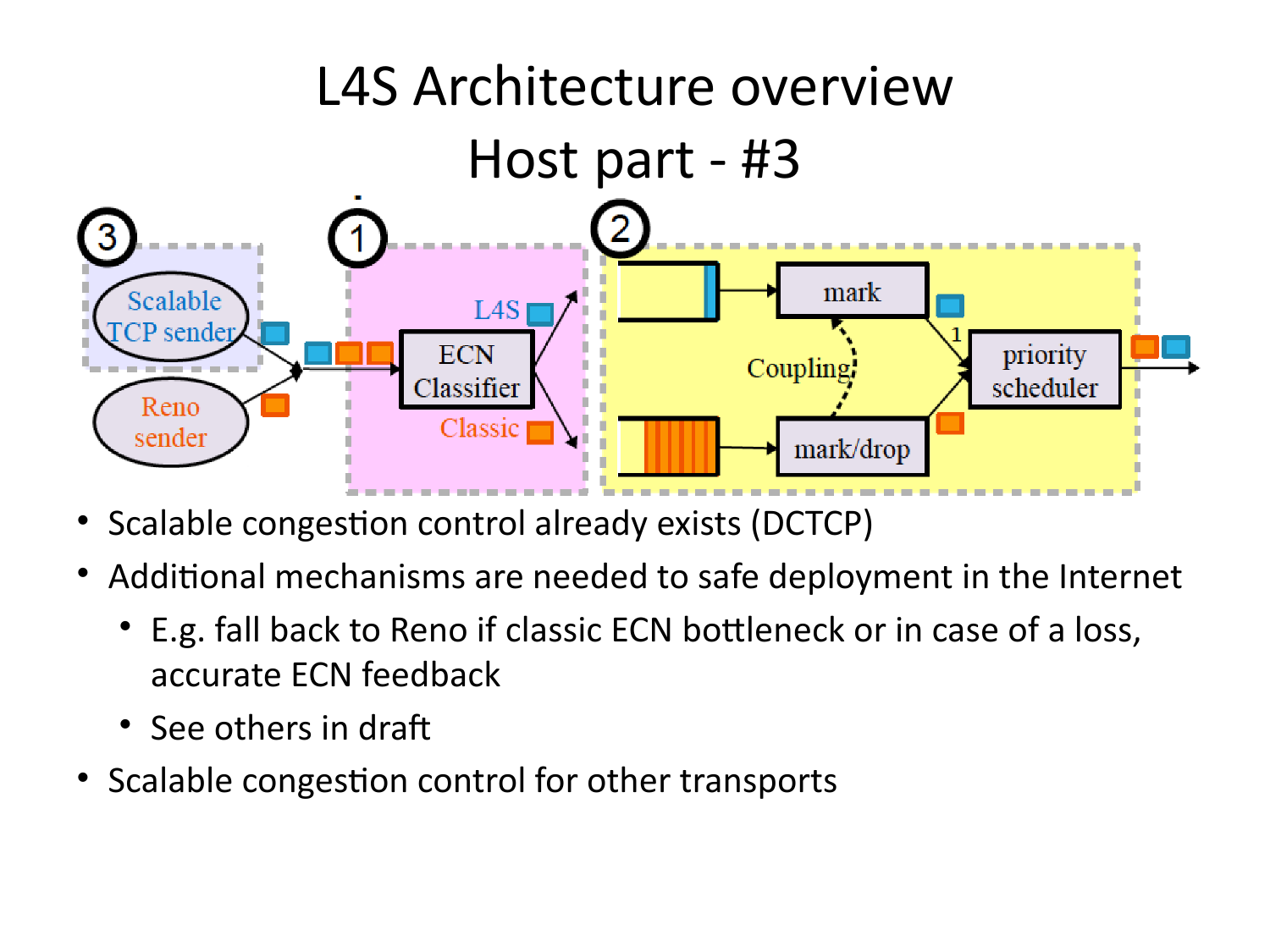# L4S Architecture overview
# Host part - #3

3

Scalable TCP sender

Reno sender

1

ECN Classifier

L4S

Classic

2

mark

Coupling

mark/drop

1

priority scheduler

- Scalable congestion control already exists (DCTCP)
- Additional mechanisms are needed to safe deployment in the Internet
  - E.g. fall back to Reno if classic ECN bottleneck or in case of a loss, accurate ECN feedback
  - See others in draft
- Scalable congestion control for other transports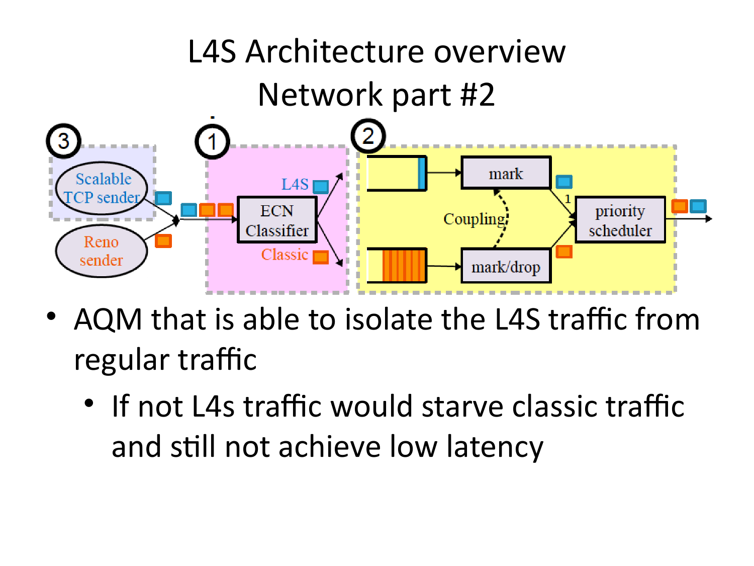# L4S Architecture overview Network part #2

3

Scalable TCP sender

Reno sender

1

ECN Classifier

L4S

Classic

2

mark

Coupling

mark/drop

1

priority scheduler

- AQM that is able to isolate the L4S traffic from regular traffic
  - If not L4s traffic would starve classic traffic and still not achieve low latency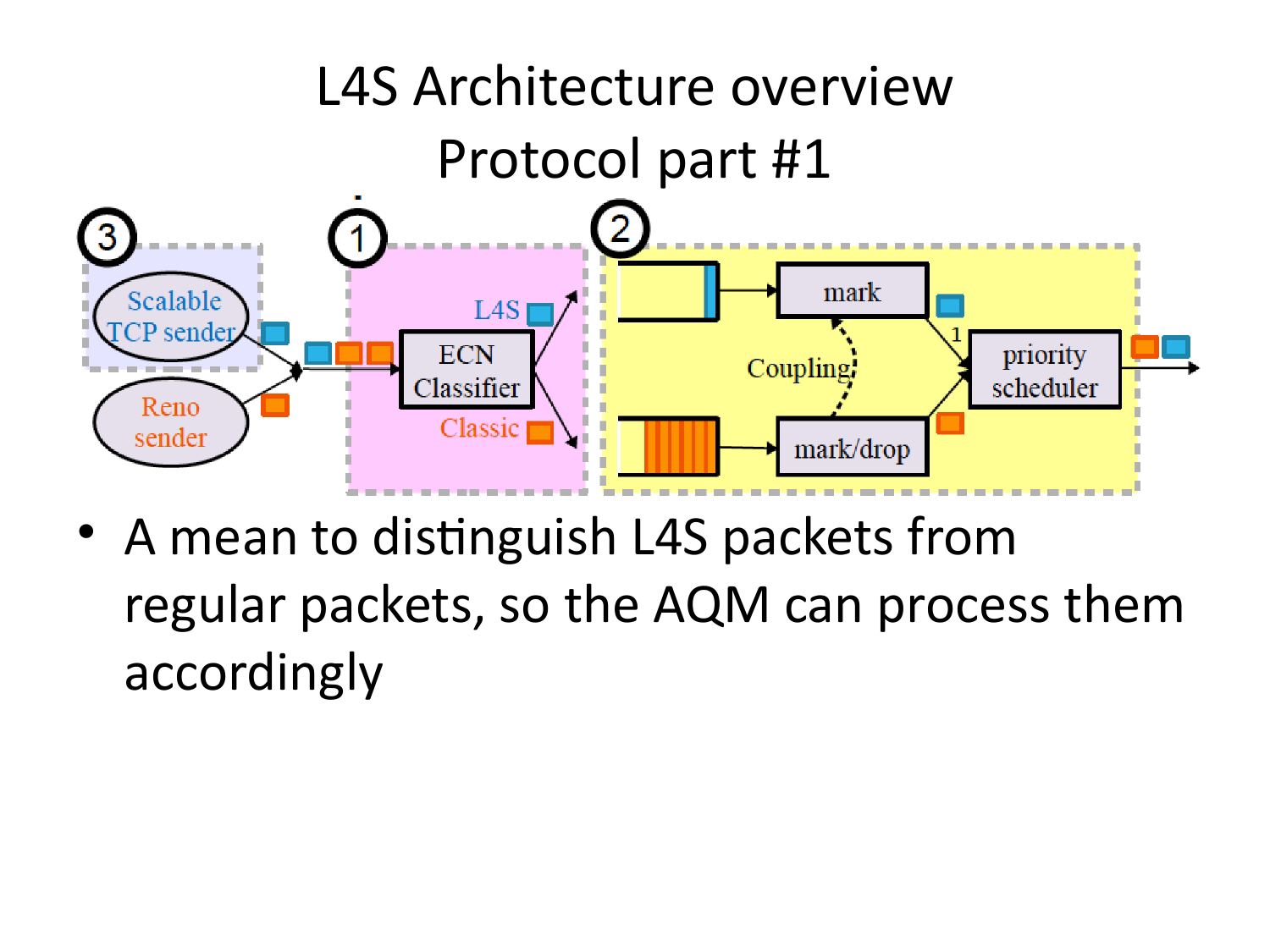# L4S Architecture overview
## Protocol part #1

- A mean to distinguish L4S packets from regular packets, so the AQM can process them accordingly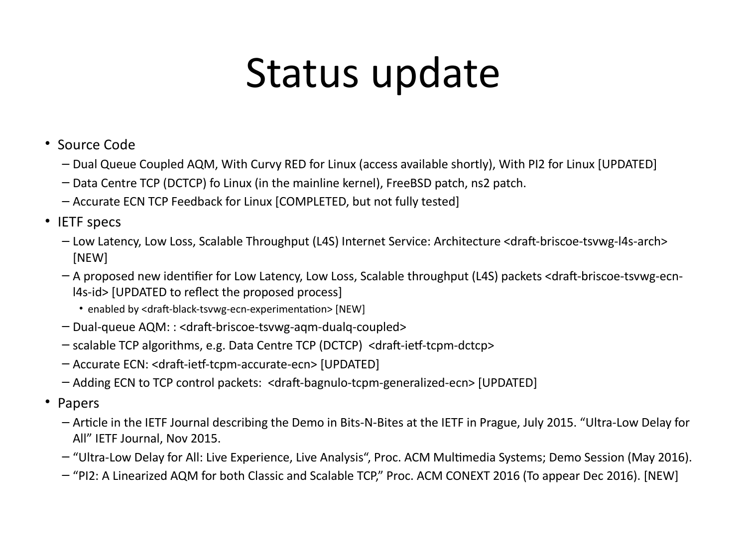# Status update

- Source Code
  - Dual Queue Coupled AQM, With Curvy RED for Linux (access available shortly), With PI2 for Linux [UPDATED]
  - Data Centre TCP (DCTCP) fo Linux (in the mainline kernel), FreeBSD patch, ns2 patch.
  - Accurate ECN TCP Feedback for Linux [COMPLETED, but not fully tested]
- IETF specs
  - Low Latency, Low Loss, Scalable Throughput (L4S) Internet Service: Architecture <draft-briscoe-tsvwg-l4s-arch> [NEW]
  - A proposed new identifier for Low Latency, Low Loss, Scalable throughput (L4S) packets <draft-briscoe-tsvwg-ecn-l4s-id> [UPDATED to reflect the proposed process]
    - enabled by <draft-black-tsvwg-ecn-experimentation> [NEW]
  - Dual-queue AQM: : <draft-briscoe-tsvwg-aqm-dualq-coupled>
  - scalable TCP algorithms, e.g. Data Centre TCP (DCTCP) <draft-ietf-tcpm-dctcp>
  - Accurate ECN: <draft-ietf-tcpm-accurate-ecn> [UPDATED]
  - Adding ECN to TCP control packets: <draft-bagnulo-tcpm-generalized-ecn> [UPDATED]
- Papers
  - Article in the IETF Journal describing the Demo in Bits-N-Bites at the IETF in Prague, July 2015. "Ultra-Low Delay for All" IETF Journal, Nov 2015.
  - "Ultra-Low Delay for All: Live Experience, Live Analysis", Proc. ACM Multimedia Systems; Demo Session (May 2016).
  - "PI2: A Linearized AQM for both Classic and Scalable TCP," Proc. ACM CONEXT 2016 (To appear Dec 2016). [NEW]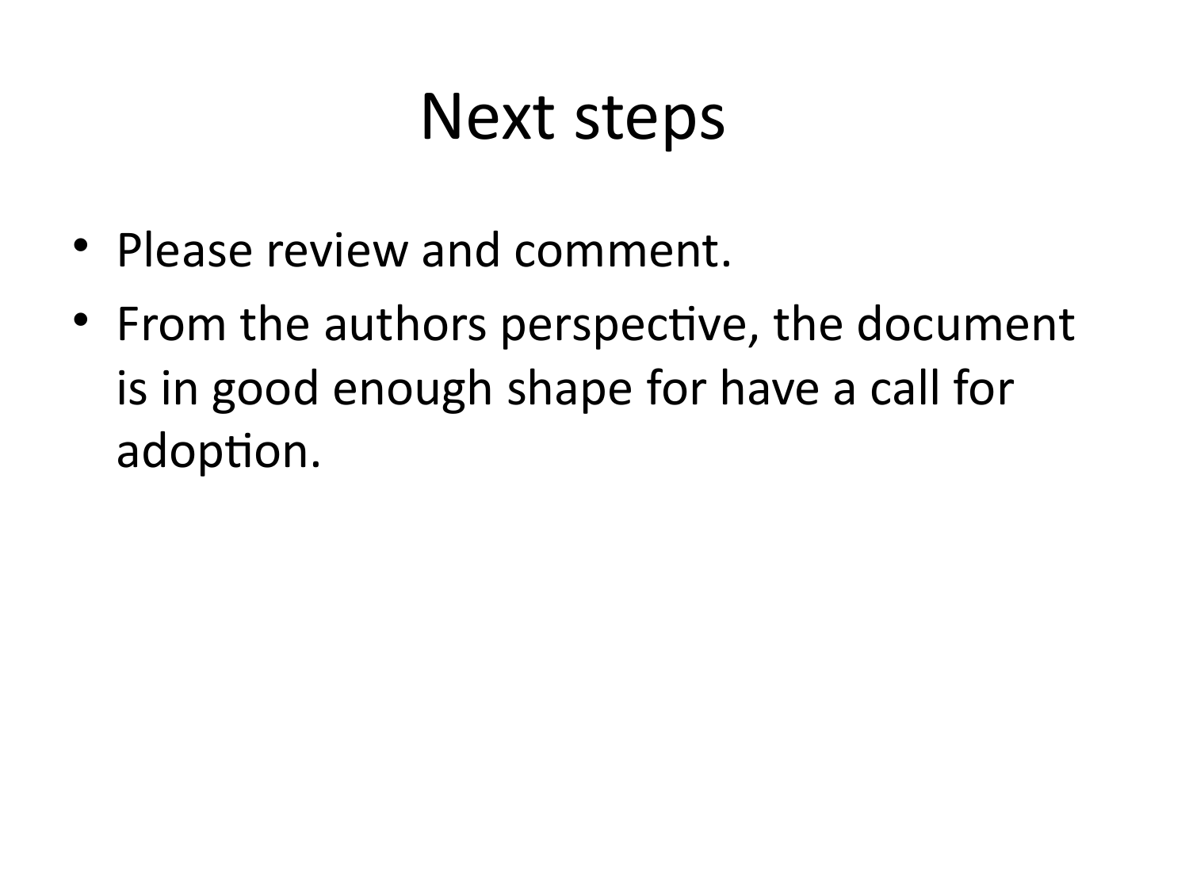# Next steps

- Please review and comment.
- From the authors perspective, the document is in good enough shape for have a call for adoption.